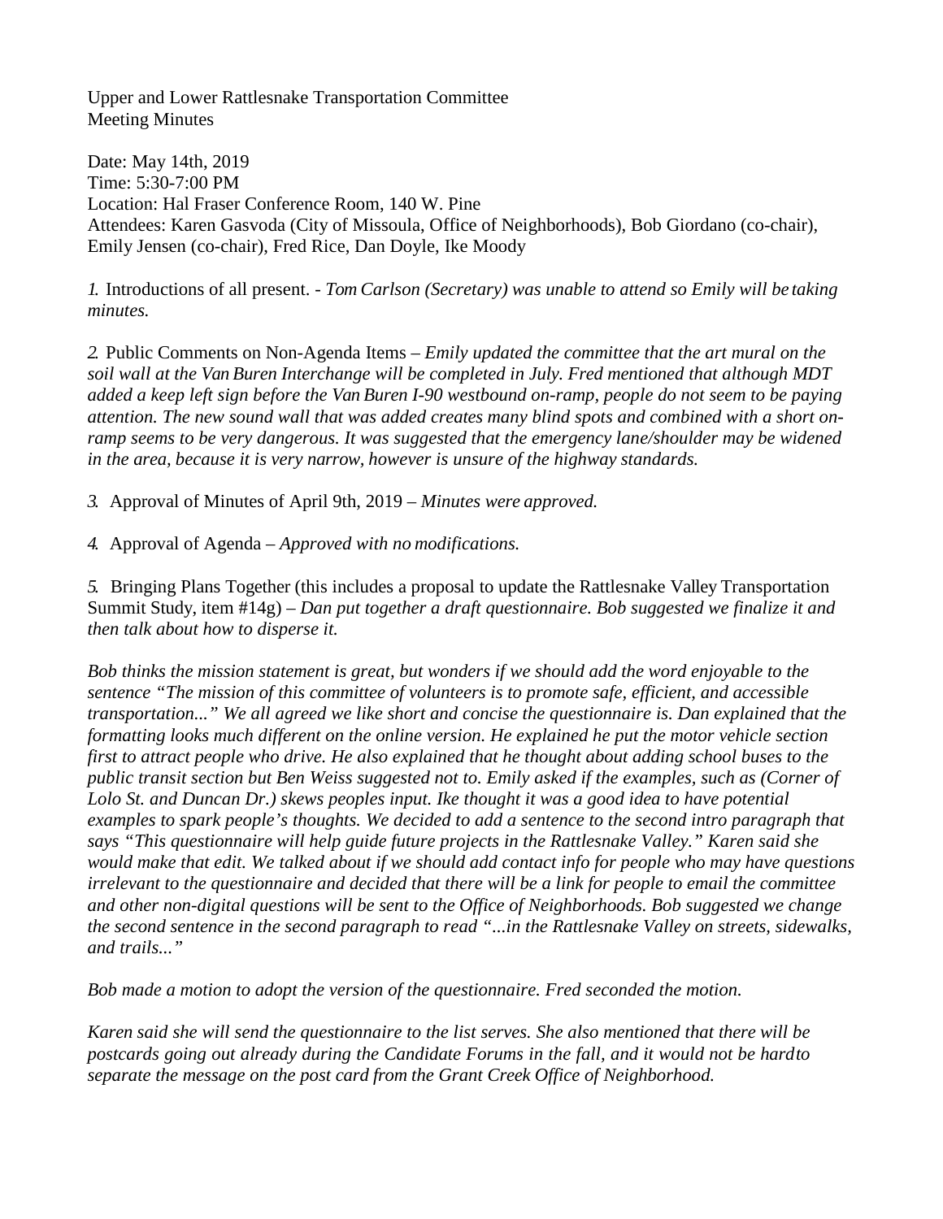Upper and Lower Rattlesnake Transportation Committee
Meeting Minutes

Date: May 14th, 2019
Time: 5:30-7:00 PM
Location: Hal Fraser Conference Room, 140 W. Pine
Attendees: Karen Gasvoda (City of Missoula, Office of Neighborhoods), Bob Giordano (co-chair), Emily Jensen (co-chair), Fred Rice, Dan Doyle, Ike Moody

*1.* Introductions of all present. - *Tom Carlson (Secretary) was unable to attend so Emily will be taking minutes.*

*2.* Public Comments on Non-Agenda Items – *Emily updated the committee that the art mural on the soil wall at the Van Buren Interchange will be completed in July. Fred mentioned that although MDT added a keep left sign before the Van Buren I-90 westbound on-ramp, people do not seem to be paying attention. The new sound wall that was added creates many blind spots and combined with a short on-ramp seems to be very dangerous. It was suggested that the emergency lane/shoulder may be widened in the area, because it is very narrow, however is unsure of the highway standards.*

*3.* Approval of Minutes of April 9th, 2019 – *Minutes were approved.*

*4.* Approval of Agenda – *Approved with no modifications.*

*5.* Bringing Plans Together (this includes a proposal to update the Rattlesnake Valley Transportation Summit Study, item #14g) – *Dan put together a draft questionnaire. Bob suggested we finalize it and then talk about how to disperse it.*

*Bob thinks the mission statement is great, but wonders if we should add the word enjoyable to the sentence "The mission of this committee of volunteers is to promote safe, efficient, and accessible transportation..." We all agreed we like short and concise the questionnaire is. Dan explained that the formatting looks much different on the online version. He explained he put the motor vehicle section first to attract people who drive. He also explained that he thought about adding school buses to the public transit section but Ben Weiss suggested not to. Emily asked if the examples, such as (Corner of Lolo St. and Duncan Dr.) skews peoples input. Ike thought it was a good idea to have potential examples to spark people's thoughts. We decided to add a sentence to the second intro paragraph that says "This questionnaire will help guide future projects in the Rattlesnake Valley." Karen said she would make that edit. We talked about if we should add contact info for people who may have questions irrelevant to the questionnaire and decided that there will be a link for people to email the committee and other non-digital questions will be sent to the Office of Neighborhoods. Bob suggested we change the second sentence in the second paragraph to read "...in the Rattlesnake Valley on streets, sidewalks, and trails..."*

*Bob made a motion to adopt the version of the questionnaire. Fred seconded the motion.*

*Karen said she will send the questionnaire to the list serves. She also mentioned that there will be postcards going out already during the Candidate Forums in the fall, and it would not be hard to separate the message on the post card from the Grant Creek Office of Neighborhood.*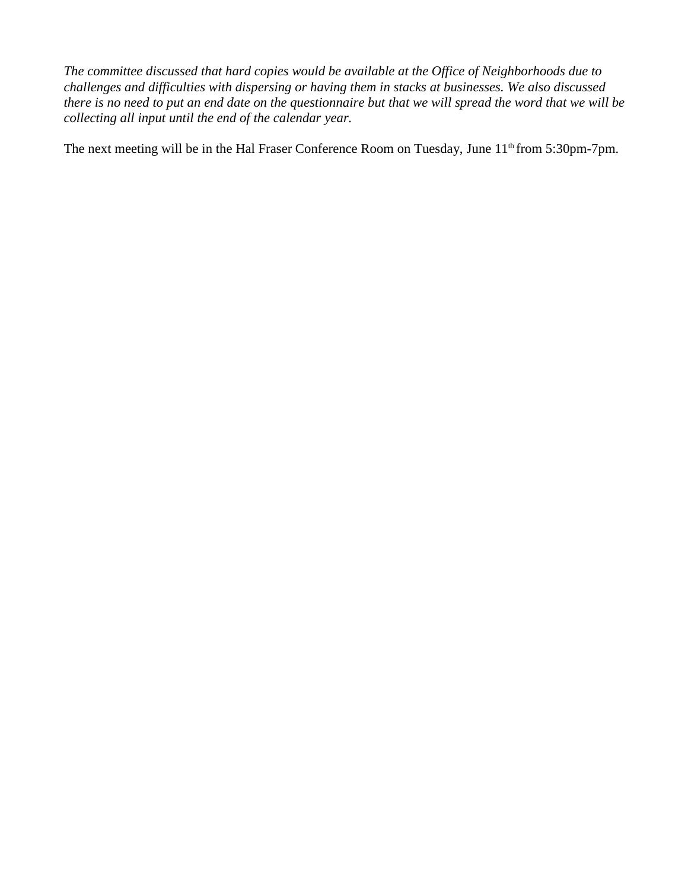*The committee discussed that hard copies would be available at the Office of Neighborhoods due to challenges and difficulties with dispersing or having them in stacks at businesses. We also discussed there is no need to put an end date on the questionnaire but that we will spread the word that we will be collecting all input until the end of the calendar year.*

The next meeting will be in the Hal Fraser Conference Room on Tuesday, June 11th from 5:30pm-7pm.